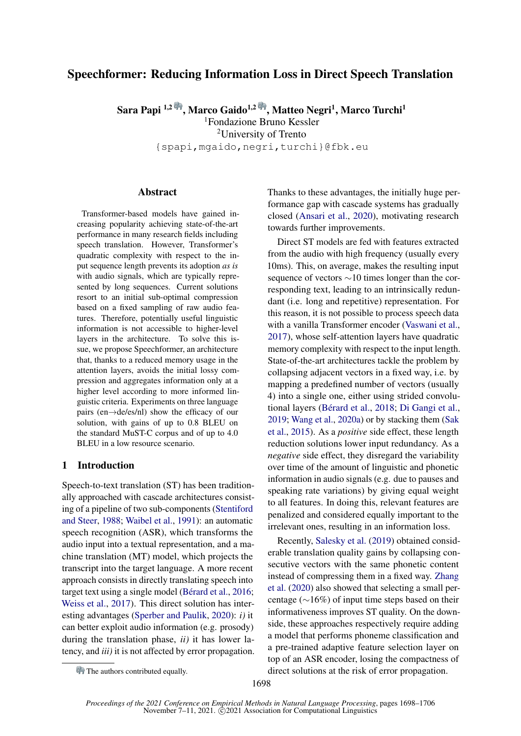# Speechformer: Reducing Information Loss in Direct Speech Translation

**Sara Papi** [1,2] 🐘, **Marco Gaido**[1,2] 🐘, **Matteo Negri**[1], **Marco Turchi**[1]

[1]Fondazione Bruno Kessler

[2]University of Trento

{spapi,mgaido,negri,turchi}@fbk.eu

## Abstract

Transformer-based models have gained increasing popularity achieving state-of-the-art performance in many research fields including speech translation. However, Transformer's quadratic complexity with respect to the input sequence length prevents its adoption *as is* with audio signals, which are typically represented by long sequences. Current solutions resort to an initial sub-optimal compression based on a fixed sampling of raw audio features. Therefore, potentially useful linguistic information is not accessible to higher-level layers in the architecture. To solve this issue, we propose Speechformer, an architecture that, thanks to a reduced memory usage in the attention layers, avoids the initial lossy compression and aggregates information only at a higher level according to more informed linguistic criteria. Experiments on three language pairs (en→de/es/nl) show the efficacy of our solution, with gains of up to 0.8 BLEU on the standard MuST-C corpus and of up to 4.0 BLEU in a low resource scenario.

## 1 Introduction

Speech-to-text translation (ST) has been traditionally approached with cascade architectures consisting of a pipeline of two sub-components (Stentiford and Steer, 1988; Waibel et al., 1991): an automatic speech recognition (ASR), which transforms the audio input into a textual representation, and a machine translation (MT) model, which projects the transcript into the target language. A more recent approach consists in directly translating speech into target text using a single model (Bérard et al., 2016; Weiss et al., 2017). This direct solution has interesting advantages (Sperber and Paulik, 2020): *i)* it can better exploit audio information (e.g. prosody) during the translation phase, *ii)* it has lower latency, and *iii)* it is not affected by error propagation. Thanks to these advantages, the initially huge performance gap with cascade systems has gradually closed (Ansari et al., 2020), motivating research towards further improvements.

Direct ST models are fed with features extracted from the audio with high frequency (usually every 10ms). This, on average, makes the resulting input sequence of vectors ∼10 times longer than the corresponding text, leading to an intrinsically redundant (i.e. long and repetitive) representation. For this reason, it is not possible to process speech data with a vanilla Transformer encoder (Vaswani et al., 2017), whose self-attention layers have quadratic memory complexity with respect to the input length. State-of-the-art architectures tackle the problem by collapsing adjacent vectors in a fixed way, i.e. by mapping a predefined number of vectors (usually 4) into a single one, either using strided convolutional layers (Bérard et al., 2018; Di Gangi et al., 2019; Wang et al., 2020a) or by stacking them (Sak et al., 2015). As a *positive* side effect, these length reduction solutions lower input redundancy. As a *negative* side effect, they disregard the variability over time of the amount of linguistic and phonetic information in audio signals (e.g. due to pauses and speaking rate variations) by giving equal weight to all features. In doing this, relevant features are penalized and considered equally important to the irrelevant ones, resulting in an information loss.

Recently, Salesky et al. (2019) obtained considerable translation quality gains by collapsing consecutive vectors with the same phonetic content instead of compressing them in a fixed way. Zhang et al. (2020) also showed that selecting a small percentage (∼16%) of input time steps based on their informativeness improves ST quality. On the downside, these approaches respectively require adding a model that performs phoneme classification and a pre-trained adaptive feature selection layer on top of an ASR encoder, losing the compactness of direct solutions at the risk of error propagation.

🐘 The authors contributed equally.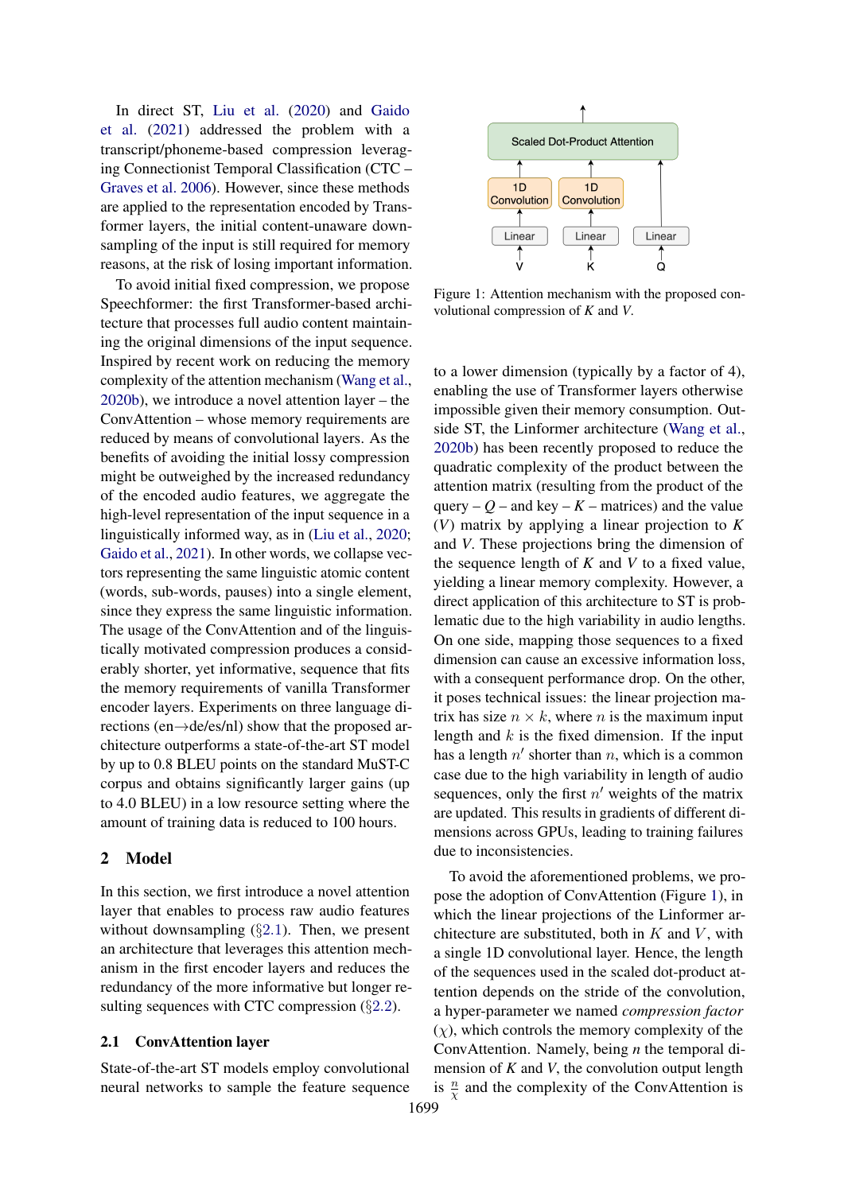In direct ST, Liu et al. (2020) and Gaido et al. (2021) addressed the problem with a transcript/phoneme-based compression leveraging Connectionist Temporal Classification (CTC – Graves et al. 2006). However, since these methods are applied to the representation encoded by Transformer layers, the initial content-unaware downsampling of the input is still required for memory reasons, at the risk of losing important information.

To avoid initial fixed compression, we propose Speechformer: the first Transformer-based architecture that processes full audio content maintaining the original dimensions of the input sequence. Inspired by recent work on reducing the memory complexity of the attention mechanism (Wang et al., 2020b), we introduce a novel attention layer – the ConvAttention – whose memory requirements are reduced by means of convolutional layers. As the benefits of avoiding the initial lossy compression might be outweighed by the increased redundancy of the encoded audio features, we aggregate the high-level representation of the input sequence in a linguistically informed way, as in (Liu et al., 2020; Gaido et al., 2021). In other words, we collapse vectors representing the same linguistic atomic content (words, sub-words, pauses) into a single element, since they express the same linguistic information. The usage of the ConvAttention and of the linguistically motivated compression produces a considerably shorter, yet informative, sequence that fits the memory requirements of vanilla Transformer encoder layers. Experiments on three language directions (en→de/es/nl) show that the proposed architecture outperforms a state-of-the-art ST model by up to 0.8 BLEU points on the standard MuST-C corpus and obtains significantly larger gains (up to 4.0 BLEU) in a low resource setting where the amount of training data is reduced to 100 hours.

## 2 Model

In this section, we first introduce a novel attention layer that enables to process raw audio features without downsampling (§2.1). Then, we present an architecture that leverages this attention mechanism in the first encoder layers and reduces the redundancy of the more informative but longer resulting sequences with CTC compression (§2.2).

### 2.1 ConvAttention layer

State-of-the-art ST models employ convolutional neural networks to sample the feature sequence to a lower dimension (typically by a factor of 4), enabling the use of Transformer layers otherwise impossible given their memory consumption. Outside ST, the Linformer architecture (Wang et al., 2020b) has been recently proposed to reduce the quadratic complexity of the product between the attention matrix (resulting from the product of the query – *Q* – and key – *K* – matrices) and the value (*V*) matrix by applying a linear projection to *K* and *V*. These projections bring the dimension of the sequence length of *K* and *V* to a fixed value, yielding a linear memory complexity. However, a direct application of this architecture to ST is problematic due to the high variability in audio lengths. On one side, mapping those sequences to a fixed dimension can cause an excessive information loss, with a consequent performance drop. On the other, it poses technical issues: the linear projection matrix has size $n \times k$, where $n$ is the maximum input length and $k$ is the fixed dimension. If the input has a length $n'$ shorter than $n$, which is a common case due to the high variability in length of audio sequences, only the first $n'$ weights of the matrix are updated. This results in gradients of different dimensions across GPUs, leading to training failures due to inconsistencies.

Figure 1: Attention mechanism with the proposed convolutional compression of *K* and *V*.

To avoid the aforementioned problems, we propose the adoption of ConvAttention (Figure 1), in which the linear projections of the Linformer architecture are substituted, both in $K$ and $V$, with a single 1D convolutional layer. Hence, the length of the sequences used in the scaled dot-product attention depends on the stride of the convolution, a hyper-parameter we named *compression factor* ($\chi$), which controls the memory complexity of the ConvAttention. Namely, being $n$ the temporal dimension of *K* and *V*, the convolution output length is $\frac{n}{\chi}$ and the complexity of the ConvAttention is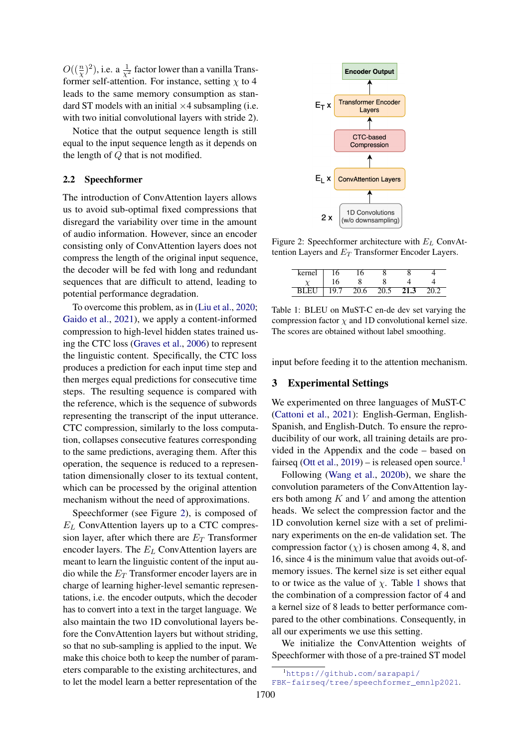$O((\frac{n}{\chi})^2)$, i.e. a $\frac{1}{\chi^2}$ factor lower than a vanilla Transformer self-attention. For instance, setting $\chi$ to 4 leads to the same memory consumption as standard ST models with an initial $\times 4$ subsampling (i.e. with two initial convolutional layers with stride 2).

Notice that the output sequence length is still equal to the input sequence length as it depends on the length of $Q$ that is not modified.

## 2.2 Speechformer

The introduction of ConvAttention layers allows us to avoid sub-optimal fixed compressions that disregard the variability over time in the amount of audio information. However, since an encoder consisting only of ConvAttention layers does not compress the length of the original input sequence, the decoder will be fed with long and redundant sequences that are difficult to attend, leading to potential performance degradation.

To overcome this problem, as in (Liu et al., 2020; Gaido et al., 2021), we apply a content-informed compression to high-level hidden states trained using the CTC loss (Graves et al., 2006) to represent the linguistic content. Specifically, the CTC loss produces a prediction for each input time step and then merges equal predictions for consecutive time steps. The resulting sequence is compared with the reference, which is the sequence of subwords representing the transcript of the input utterance. CTC compression, similarly to the loss computation, collapses consecutive features corresponding to the same predictions, averaging them. After this operation, the sequence is reduced to a representation dimensionally closer to its textual content, which can be processed by the original attention mechanism without the need of approximations.

Speechformer (see Figure 2), is composed of $E_L$ ConvAttention layers up to a CTC compression layer, after which there are $E_T$ Transformer encoder layers. The $E_L$ ConvAttention layers are meant to learn the linguistic content of the input audio while the $E_T$ Transformer encoder layers are in charge of learning higher-level semantic representations, i.e. the encoder outputs, which the decoder has to convert into a text in the target language. We also maintain the two 1D convolutional layers before the ConvAttention layers but without striding, so that no sub-sampling is applied to the input. We make this choice both to keep the number of parameters comparable to the existing architectures, and to let the model learn a better representation of the input before feeding it to the attention mechanism.

Encoder Output

$E_T$ x Transformer Encoder Layers

CTC-based Compression

$E_L$ x ConvAttention Layers

2 x 1D Convolutions (w/o downsampling)

Figure 2: Speechformer architecture with $E_L$ ConvAttention Layers and $E_T$ Transformer Encoder Layers.

| kernel | 16 | 16 | 8 | 8 | 4 |
|---|---|---|---|---|---|
| $\chi$ | 16 | 8 | 8 | 4 | 4 |
| BLEU | 19.7 | 20.6 | 20.5 | **21.3** | 20.2 |

Table 1: BLEU on MuST-C en-de dev set varying the compression factor $\chi$ and 1D convolutional kernel size. The scores are obtained without label smoothing.

# 3 Experimental Settings

We experimented on three languages of MuST-C (Cattoni et al., 2021): English-German, English-Spanish, and English-Dutch. To ensure the reproducibility of our work, all training details are provided in the Appendix and the code – based on fairseq (Ott et al., 2019) – is released open source.[1]

Following (Wang et al., 2020b), we share the convolution parameters of the ConvAttention layers both among $K$ and $V$ and among the attention heads. We select the compression factor and the 1D convolution kernel size with a set of preliminary experiments on the en-de validation set. The compression factor ($\chi$) is chosen among 4, 8, and 16, since 4 is the minimum value that avoids out-of-memory issues. The kernel size is set either equal to or twice as the value of $\chi$. Table 1 shows that the combination of a compression factor of 4 and a kernel size of 8 leads to better performance compared to the other combinations. Consequently, in all our experiments we use this setting.

We initialize the ConvAttention weights of Speechformer with those of a pre-trained ST model

[1] https://github.com/sarapapi/FBK-fairseq/tree/speechformer_emnlp2021.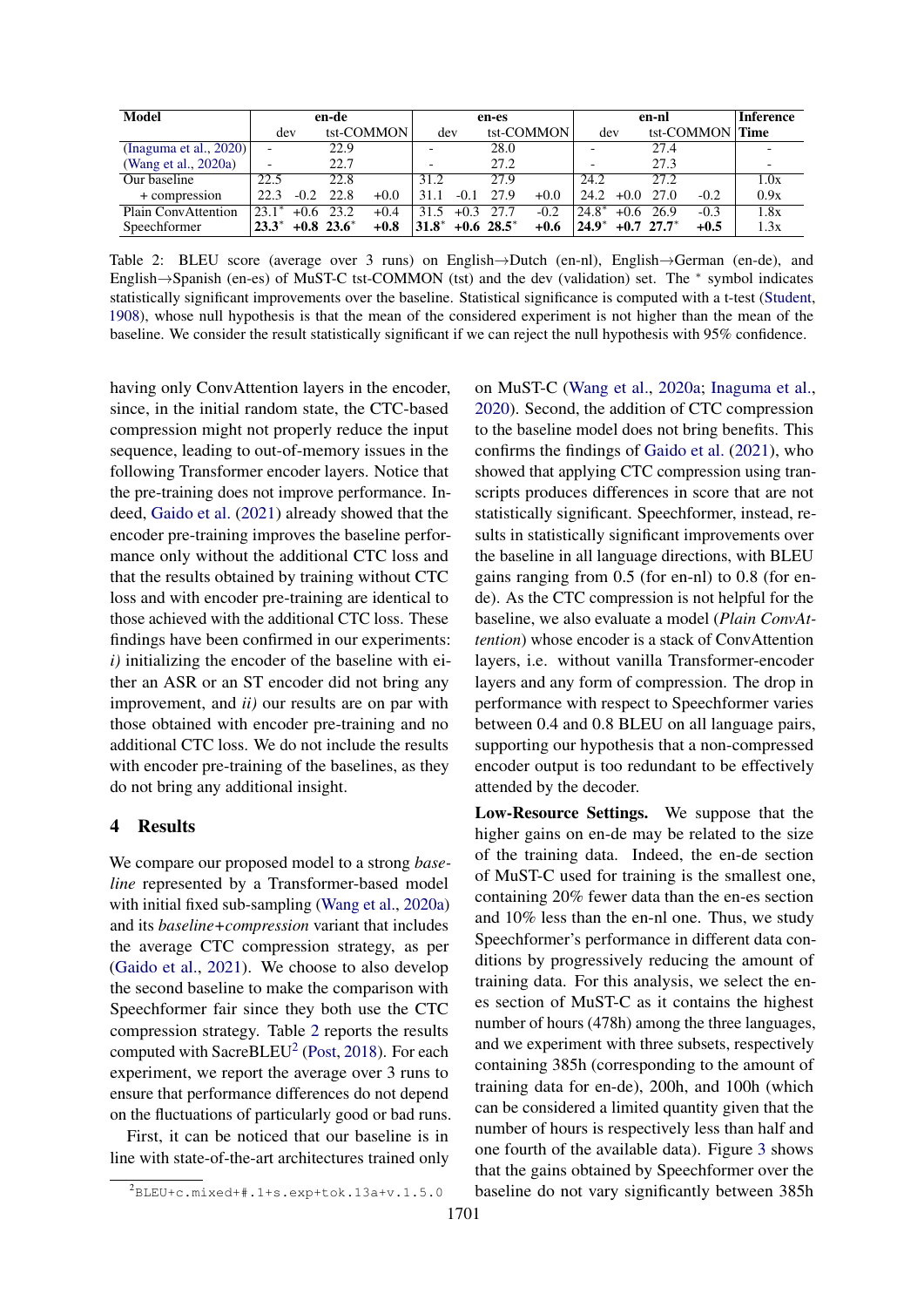| Model | en-de | | | | en-es | | | | en-nl | | | | Inference |
|---|---|---|---|---|---|---|---|---|---|---|---|---|---|
| | dev | | tst-COMMON | | dev | | tst-COMMON | | dev | | tst-COMMON | | Time |
| (Inaguma et al., 2020) | - | | 22.9 | | - | | 28.0 | | - | | 27.4 | | - |
| (Wang et al., 2020a) | - | | 22.7 | | - | | 27.2 | | - | | 27.3 | | - |
| Our baseline | 22.5 | | 22.8 | | 31.2 | | 27.9 | | 24.2 | | 27.2 | | 1.0x |
| + compression | 22.3 | -0.2 | 22.8 | +0.0 | 31.1 | -0.1 | 27.9 | +0.0 | 24.2 | +0.0 | 27.0 | -0.2 | 0.9x |
| Plain ConvAttention | 23.1* | +0.6 | 23.2 | +0.4 | 31.5 | +0.3 | 27.7 | -0.2 | 24.8* | +0.6 | 26.9 | -0.3 | 1.8x |
| Speechformer | **23.3*** | **+0.8** | **23.6*** | **+0.8** | **31.8*** | **+0.6** | **28.5*** | **+0.6** | **24.9*** | **+0.7** | **27.7*** | **+0.5** | 1.3x |

Table 2: BLEU score (average over 3 runs) on English→Dutch (en-nl), English→German (en-de), and English→Spanish (en-es) of MuST-C tst-COMMON (tst) and the dev (validation) set. The * symbol indicates statistically significant improvements over the baseline. Statistical significance is computed with a t-test (Student, 1908), whose null hypothesis is that the mean of the considered experiment is not higher than the mean of the baseline. We consider the result statistically significant if we can reject the null hypothesis with 95% confidence.

having only ConvAttention layers in the encoder, since, in the initial random state, the CTC-based compression might not properly reduce the input sequence, leading to out-of-memory issues in the following Transformer encoder layers. Notice that the pre-training does not improve performance. Indeed, Gaido et al. (2021) already showed that the encoder pre-training improves the baseline performance only without the additional CTC loss and that the results obtained by training without CTC loss and with encoder pre-training are identical to those achieved with the additional CTC loss. These findings have been confirmed in our experiments: *i)* initializing the encoder of the baseline with either an ASR or an ST encoder did not bring any improvement, and *ii)* our results are on par with those obtained with encoder pre-training and no additional CTC loss. We do not include the results with encoder pre-training of the baselines, as they do not bring any additional insight.

## 4 Results

We compare our proposed model to a strong *baseline* represented by a Transformer-based model with initial fixed sub-sampling (Wang et al., 2020a) and its *baseline+compression* variant that includes the average CTC compression strategy, as per (Gaido et al., 2021). We choose to also develop the second baseline to make the comparison with Speechformer fair since they both use the CTC compression strategy. Table 2 reports the results computed with SacreBLEU[2] (Post, 2018). For each experiment, we report the average over 3 runs to ensure that performance differences do not depend on the fluctuations of particularly good or bad runs.

First, it can be noticed that our baseline is in line with state-of-the-art architectures trained only on MuST-C (Wang et al., 2020a; Inaguma et al., 2020). Second, the addition of CTC compression to the baseline model does not bring benefits. This confirms the findings of Gaido et al. (2021), who showed that applying CTC compression using transcripts produces differences in score that are not statistically significant. Speechformer, instead, results in statistically significant improvements over the baseline in all language directions, with BLEU gains ranging from 0.5 (for en-nl) to 0.8 (for en-de). As the CTC compression is not helpful for the baseline, we also evaluate a model (*Plain ConvAttention*) whose encoder is a stack of ConvAttention layers, i.e. without vanilla Transformer-encoder layers and any form of compression. The drop in performance with respect to Speechformer varies between 0.4 and 0.8 BLEU on all language pairs, supporting our hypothesis that a non-compressed encoder output is too redundant to be effectively attended by the decoder.

**Low-Resource Settings.** We suppose that the higher gains on en-de may be related to the size of the training data. Indeed, the en-de section of MuST-C used for training is the smallest one, containing 20% fewer data than the en-es section and 10% less than the en-nl one. Thus, we study Speechformer's performance in different data conditions by progressively reducing the amount of training data. For this analysis, we select the en-es section of MuST-C as it contains the highest number of hours (478h) among the three languages, and we experiment with three subsets, respectively containing 385h (corresponding to the amount of training data for en-de), 200h, and 100h (which can be considered a limited quantity given that the number of hours is respectively less than half and one fourth of the available data). Figure 3 shows that the gains obtained by Speechformer over the baseline do not vary significantly between 385h

[2] `BLEU+c.mixed+#.1+s.exp+tok.13a+v.1.5.0`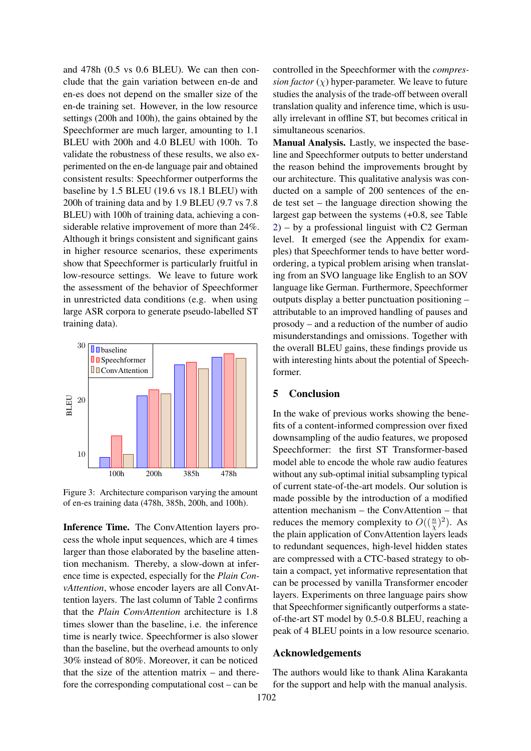and 478h (0.5 vs 0.6 BLEU). We can then conclude that the gain variation between en-de and en-es does not depend on the smaller size of the en-de training set. However, in the low resource settings (200h and 100h), the gains obtained by the Speechformer are much larger, amounting to 1.1 BLEU with 200h and 4.0 BLEU with 100h. To validate the robustness of these results, we also experimented on the en-de language pair and obtained consistent results: Speechformer outperforms the baseline by 1.5 BLEU (19.6 vs 18.1 BLEU) with 200h of training data and by 1.9 BLEU (9.7 vs 7.8 BLEU) with 100h of training data, achieving a considerable relative improvement of more than 24%. Although it brings consistent and significant gains in higher resource scenarios, these experiments show that Speechformer is particularly fruitful in low-resource settings. We leave to future work the assessment of the behavior of Speechformer in unrestricted data conditions (e.g. when using large ASR corpora to generate pseudo-labelled ST training data).

Figure 3: Architecture comparison varying the amount of en-es training data (478h, 385h, 200h, and 100h).

**Inference Time.** The ConvAttention layers process the whole input sequences, which are 4 times larger than those elaborated by the baseline attention mechanism. Thereby, a slow-down at inference time is expected, especially for the *Plain ConvAttention*, whose encoder layers are all ConvAttention layers. The last column of Table 2 confirms that the *Plain ConvAttention* architecture is 1.8 times slower than the baseline, i.e. the inference time is nearly twice. Speechformer is also slower than the baseline, but the overhead amounts to only 30% instead of 80%. Moreover, it can be noticed that the size of the attention matrix – and therefore the corresponding computational cost – can be controlled in the Speechformer with the *compression factor* ($\chi$) hyper-parameter. We leave to future studies the analysis of the trade-off between overall translation quality and inference time, which is usually irrelevant in offline ST, but becomes critical in simultaneous scenarios.

**Manual Analysis.** Lastly, we inspected the baseline and Speechformer outputs to better understand the reason behind the improvements brought by our architecture. This qualitative analysis was conducted on a sample of 200 sentences of the en-de test set – the language direction showing the largest gap between the systems (+0.8, see Table 2) – by a professional linguist with C2 German level. It emerged (see the Appendix for examples) that Speechformer tends to have better word-ordering, a typical problem arising when translating from an SVO language like English to an SOV language like German. Furthermore, Speechformer outputs display a better punctuation positioning – attributable to an improved handling of pauses and prosody – and a reduction of the number of audio misunderstandings and omissions. Together with the overall BLEU gains, these findings provide us with interesting hints about the potential of Speechformer.

## 5 Conclusion

In the wake of previous works showing the benefits of a content-informed compression over fixed downsampling of the audio features, we proposed Speechformer: the first ST Transformer-based model able to encode the whole raw audio features without any sub-optimal initial subsampling typical of current state-of-the-art models. Our solution is made possible by the introduction of a modified attention mechanism – the ConvAttention – that reduces the memory complexity to $O((\frac{n}{\chi})^2)$. As the plain application of ConvAttention layers leads to redundant sequences, high-level hidden states are compressed with a CTC-based strategy to obtain a compact, yet informative representation that can be processed by vanilla Transformer encoder layers. Experiments on three language pairs show that Speechformer significantly outperforms a state-of-the-art ST model by 0.5-0.8 BLEU, reaching a peak of 4 BLEU points in a low resource scenario.

## Acknowledgements

The authors would like to thank Alina Karakanta for the support and help with the manual analysis.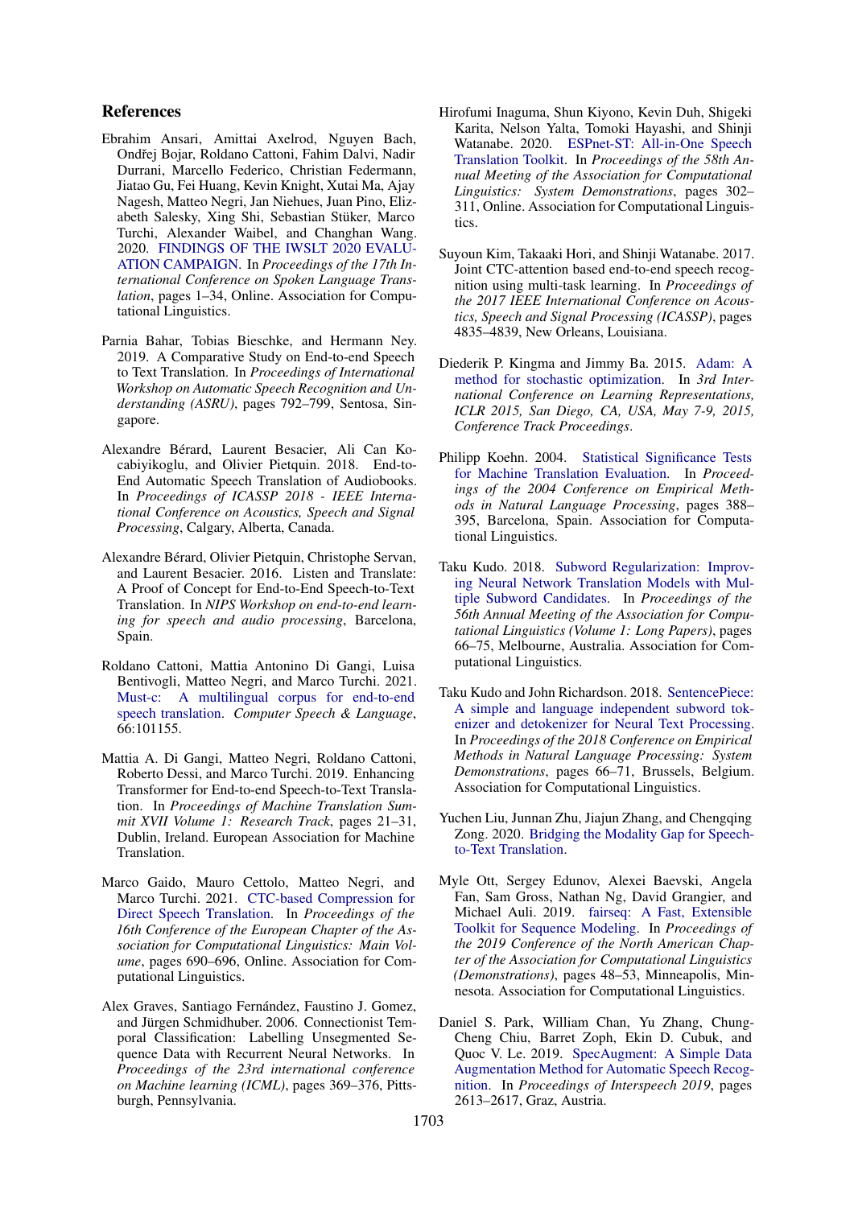## References

Ebrahim Ansari, Amittai Axelrod, Nguyen Bach, Ondřej Bojar, Roldano Cattoni, Fahim Dalvi, Nadir Durrani, Marcello Federico, Christian Federmann, Jiatao Gu, Fei Huang, Kevin Knight, Xutai Ma, Ajay Nagesh, Matteo Negri, Jan Niehues, Juan Pino, Elizabeth Salesky, Xing Shi, Sebastian Stüker, Marco Turchi, Alexander Waibel, and Changhan Wang. 2020. FINDINGS OF THE IWSLT 2020 EVALUATION CAMPAIGN. In *Proceedings of the 17th International Conference on Spoken Language Translation*, pages 1–34, Online. Association for Computational Linguistics.

Parnia Bahar, Tobias Bieschke, and Hermann Ney. 2019. A Comparative Study on End-to-end Speech to Text Translation. In *Proceedings of International Workshop on Automatic Speech Recognition and Understanding (ASRU)*, pages 792–799, Sentosa, Singapore.

Alexandre Bérard, Laurent Besacier, Ali Can Kocabiyikoglu, and Olivier Pietquin. 2018. End-to-End Automatic Speech Translation of Audiobooks. In *Proceedings of ICASSP 2018 - IEEE International Conference on Acoustics, Speech and Signal Processing*, Calgary, Alberta, Canada.

Alexandre Bérard, Olivier Pietquin, Christophe Servan, and Laurent Besacier. 2016. Listen and Translate: A Proof of Concept for End-to-End Speech-to-Text Translation. In *NIPS Workshop on end-to-end learning for speech and audio processing*, Barcelona, Spain.

Roldano Cattoni, Mattia Antonino Di Gangi, Luisa Bentivogli, Matteo Negri, and Marco Turchi. 2021. Must-c: A multilingual corpus for end-to-end speech translation. *Computer Speech & Language*, 66:101155.

Mattia A. Di Gangi, Matteo Negri, Roldano Cattoni, Roberto Dessi, and Marco Turchi. 2019. Enhancing Transformer for End-to-end Speech-to-Text Translation. In *Proceedings of Machine Translation Summit XVII Volume 1: Research Track*, pages 21–31, Dublin, Ireland. European Association for Machine Translation.

Marco Gaido, Mauro Cettolo, Matteo Negri, and Marco Turchi. 2021. CTC-based Compression for Direct Speech Translation. In *Proceedings of the 16th Conference of the European Chapter of the Association for Computational Linguistics: Main Volume*, pages 690–696, Online. Association for Computational Linguistics.

Alex Graves, Santiago Fernández, Faustino J. Gomez, and Jürgen Schmidhuber. 2006. Connectionist Temporal Classification: Labelling Unsegmented Sequence Data with Recurrent Neural Networks. In *Proceedings of the 23rd international conference on Machine learning (ICML)*, pages 369–376, Pittsburgh, Pennsylvania.

Hirofumi Inaguma, Shun Kiyono, Kevin Duh, Shigeki Karita, Nelson Yalta, Tomoki Hayashi, and Shinji Watanabe. 2020. ESPnet-ST: All-in-One Speech Translation Toolkit. In *Proceedings of the 58th Annual Meeting of the Association for Computational Linguistics: System Demonstrations*, pages 302–311, Online. Association for Computational Linguistics.

Suyoun Kim, Takaaki Hori, and Shinji Watanabe. 2017. Joint CTC-attention based end-to-end speech recognition using multi-task learning. In *Proceedings of the 2017 IEEE International Conference on Acoustics, Speech and Signal Processing (ICASSP)*, pages 4835–4839, New Orleans, Louisiana.

Diederik P. Kingma and Jimmy Ba. 2015. Adam: A method for stochastic optimization. In *3rd International Conference on Learning Representations, ICLR 2015, San Diego, CA, USA, May 7-9, 2015, Conference Track Proceedings*.

Philipp Koehn. 2004. Statistical Significance Tests for Machine Translation Evaluation. In *Proceedings of the 2004 Conference on Empirical Methods in Natural Language Processing*, pages 388–395, Barcelona, Spain. Association for Computational Linguistics.

Taku Kudo. 2018. Subword Regularization: Improving Neural Network Translation Models with Multiple Subword Candidates. In *Proceedings of the 56th Annual Meeting of the Association for Computational Linguistics (Volume 1: Long Papers)*, pages 66–75, Melbourne, Australia. Association for Computational Linguistics.

Taku Kudo and John Richardson. 2018. SentencePiece: A simple and language independent subword tokenizer and detokenizer for Neural Text Processing. In *Proceedings of the 2018 Conference on Empirical Methods in Natural Language Processing: System Demonstrations*, pages 66–71, Brussels, Belgium. Association for Computational Linguistics.

Yuchen Liu, Junnan Zhu, Jiajun Zhang, and Chengqing Zong. 2020. Bridging the Modality Gap for Speech-to-Text Translation.

Myle Ott, Sergey Edunov, Alexei Baevski, Angela Fan, Sam Gross, Nathan Ng, David Grangier, and Michael Auli. 2019. fairseq: A Fast, Extensible Toolkit for Sequence Modeling. In *Proceedings of the 2019 Conference of the North American Chapter of the Association for Computational Linguistics (Demonstrations)*, pages 48–53, Minneapolis, Minnesota. Association for Computational Linguistics.

Daniel S. Park, William Chan, Yu Zhang, Chung-Cheng Chiu, Barret Zoph, Ekin D. Cubuk, and Quoc V. Le. 2019. SpecAugment: A Simple Data Augmentation Method for Automatic Speech Recognition. In *Proceedings of Interspeech 2019*, pages 2613–2617, Graz, Austria.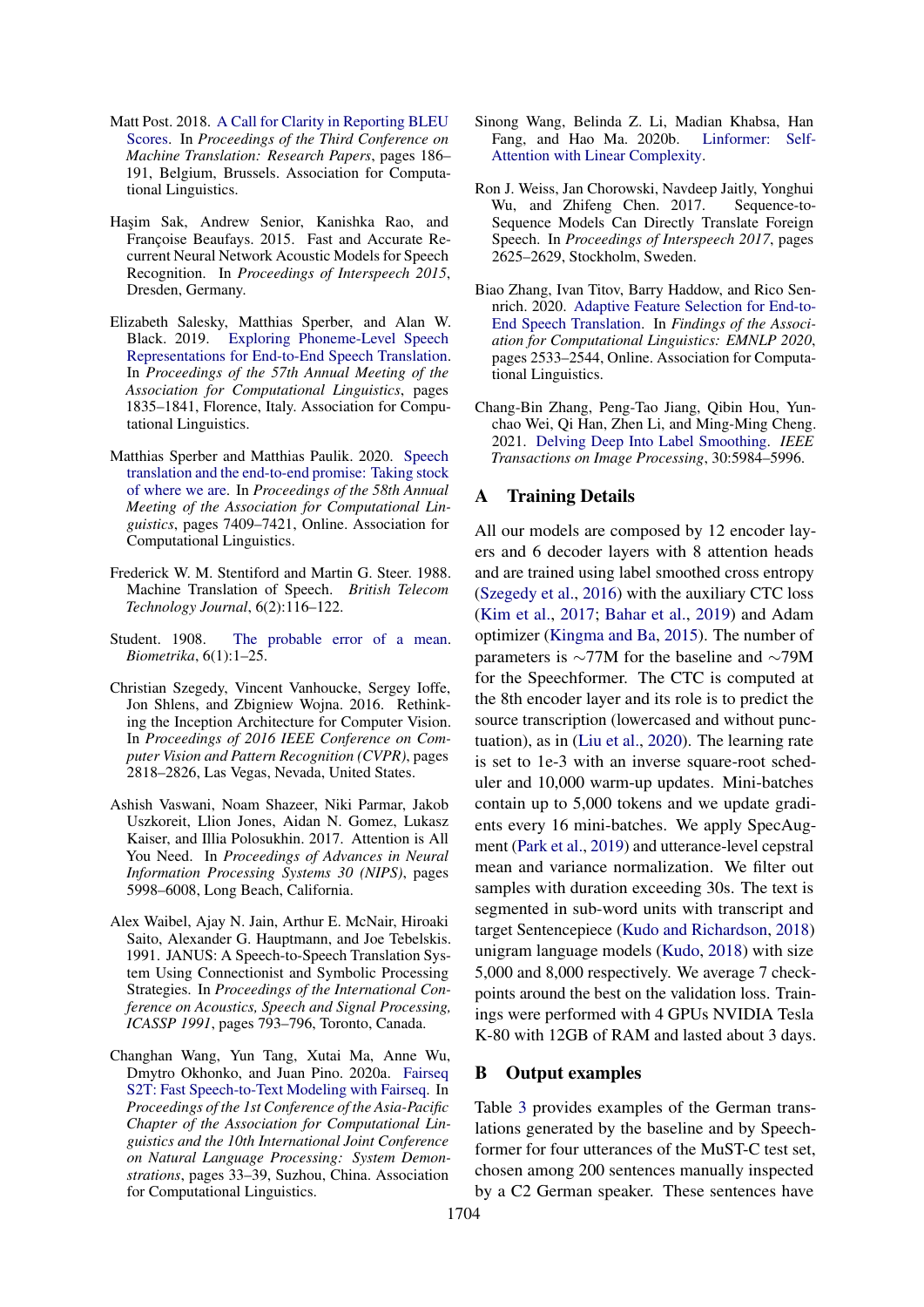Matt Post. 2018. A Call for Clarity in Reporting BLEU Scores. In *Proceedings of the Third Conference on Machine Translation: Research Papers*, pages 186–191, Belgium, Brussels. Association for Computational Linguistics.

Haşim Sak, Andrew Senior, Kanishka Rao, and Françoise Beaufays. 2015. Fast and Accurate Recurrent Neural Network Acoustic Models for Speech Recognition. In *Proceedings of Interspeech 2015*, Dresden, Germany.

Elizabeth Salesky, Matthias Sperber, and Alan W. Black. 2019. Exploring Phoneme-Level Speech Representations for End-to-End Speech Translation. In *Proceedings of the 57th Annual Meeting of the Association for Computational Linguistics*, pages 1835–1841, Florence, Italy. Association for Computational Linguistics.

Matthias Sperber and Matthias Paulik. 2020. Speech translation and the end-to-end promise: Taking stock of where we are. In *Proceedings of the 58th Annual Meeting of the Association for Computational Linguistics*, pages 7409–7421, Online. Association for Computational Linguistics.

Frederick W. M. Stentiford and Martin G. Steer. 1988. Machine Translation of Speech. *British Telecom Technology Journal*, 6(2):116–122.

Student. 1908. The probable error of a mean. *Biometrika*, 6(1):1–25.

Christian Szegedy, Vincent Vanhoucke, Sergey Ioffe, Jon Shlens, and Zbigniew Wojna. 2016. Rethinking the Inception Architecture for Computer Vision. In *Proceedings of 2016 IEEE Conference on Computer Vision and Pattern Recognition (CVPR)*, pages 2818–2826, Las Vegas, Nevada, United States.

Ashish Vaswani, Noam Shazeer, Niki Parmar, Jakob Uszkoreit, Llion Jones, Aidan N. Gomez, Lukasz Kaiser, and Illia Polosukhin. 2017. Attention is All You Need. In *Proceedings of Advances in Neural Information Processing Systems 30 (NIPS)*, pages 5998–6008, Long Beach, California.

Alex Waibel, Ajay N. Jain, Arthur E. McNair, Hiroaki Saito, Alexander G. Hauptmann, and Joe Tebelskis. 1991. JANUS: A Speech-to-Speech Translation System Using Connectionist and Symbolic Processing Strategies. In *Proceedings of the International Conference on Acoustics, Speech and Signal Processing, ICASSP 1991*, pages 793–796, Toronto, Canada.

Changhan Wang, Yun Tang, Xutai Ma, Anne Wu, Dmytro Okhonko, and Juan Pino. 2020a. Fairseq S2T: Fast Speech-to-Text Modeling with Fairseq. In *Proceedings of the 1st Conference of the Asia-Pacific Chapter of the Association for Computational Linguistics and the 10th International Joint Conference on Natural Language Processing: System Demonstrations*, pages 33–39, Suzhou, China. Association for Computational Linguistics.

Sinong Wang, Belinda Z. Li, Madian Khabsa, Han Fang, and Hao Ma. 2020b. Linformer: Self-Attention with Linear Complexity.

Ron J. Weiss, Jan Chorowski, Navdeep Jaitly, Yonghui Wu, and Zhifeng Chen. 2017. Sequence-to-Sequence Models Can Directly Translate Foreign Speech. In *Proceedings of Interspeech 2017*, pages 2625–2629, Stockholm, Sweden.

Biao Zhang, Ivan Titov, Barry Haddow, and Rico Sennrich. 2020. Adaptive Feature Selection for End-to-End Speech Translation. In *Findings of the Association for Computational Linguistics: EMNLP 2020*, pages 2533–2544, Online. Association for Computational Linguistics.

Chang-Bin Zhang, Peng-Tao Jiang, Qibin Hou, Yunchao Wei, Qi Han, Zhen Li, and Ming-Ming Cheng. 2021. Delving Deep Into Label Smoothing. *IEEE Transactions on Image Processing*, 30:5984–5996.

## A Training Details

All our models are composed by 12 encoder layers and 6 decoder layers with 8 attention heads and are trained using label smoothed cross entropy (Szegedy et al., 2016) with the auxiliary CTC loss (Kim et al., 2017; Bahar et al., 2019) and Adam optimizer (Kingma and Ba, 2015). The number of parameters is ∼77M for the baseline and ∼79M for the Speechformer. The CTC is computed at the 8th encoder layer and its role is to predict the source transcription (lowercased and without punctuation), as in (Liu et al., 2020). The learning rate is set to 1e-3 with an inverse square-root scheduler and 10,000 warm-up updates. Mini-batches contain up to 5,000 tokens and we update gradients every 16 mini-batches. We apply SpecAugment (Park et al., 2019) and utterance-level cepstral mean and variance normalization. We filter out samples with duration exceeding 30s. The text is segmented in sub-word units with transcript and target Sentencepiece (Kudo and Richardson, 2018) unigram language models (Kudo, 2018) with size 5,000 and 8,000 respectively. We average 7 checkpoints around the best on the validation loss. Trainings were performed with 4 GPUs NVIDIA Tesla K-80 with 12GB of RAM and lasted about 3 days.

## B Output examples

Table 3 provides examples of the German translations generated by the baseline and by Speechformer for four utterances of the MuST-C test set, chosen among 200 sentences manually inspected by a C2 German speaker. These sentences have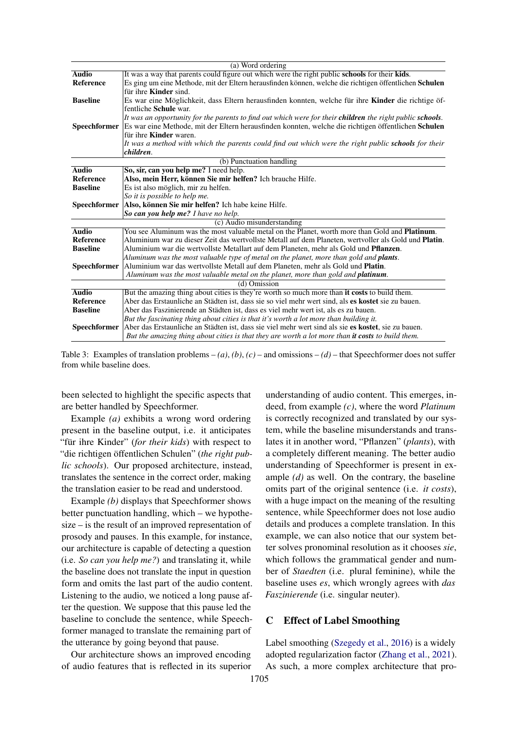| (a) Word ordering | |
|---|---|
| **Audio** | It was a way that parents could figure out which were the right public **schools** for their **kids**. |
| **Reference** | Es ging um eine Methode, mit der Eltern herausfinden können, welche die richtigen öffentlichen **Schulen** für ihre **Kinder** sind. |
| **Baseline** | Es war eine Möglichkeit, dass Eltern herausfinden konnten, welche für ihre **Kinder** die richtige öffentliche **Schule** war.<br>*It was an opportunity for the parents to find out which were for their* ***children*** *the right public* ***schools****.* |
| **Speechformer** | Es war eine Methode, mit der Eltern herausfinden konnten, welche die richtigen öffentlichen **Schulen** für ihre **Kinder** waren.<br>*It was a method with which the parents could find out which were the right public* ***schools*** *for their* ***children****.* |
| (b) Punctuation handling | |
| **Audio** | **So, sir, can you help me?** I need help. |
| **Reference** | **Also, mein Herr, können Sie mir helfen?** Ich brauche Hilfe. |
| **Baseline** | Es ist also möglich, mir zu helfen.<br>*So it is possible to help me.* |
| **Speechformer** | **Also, können Sie mir helfen?** Ich habe keine Hilfe.<br>***So can you help me?*** *I have no help.* |
| (c) Audio misunderstanding | |
| **Audio** | You see Aluminum was the most valuable metal on the Planet, worth more than Gold and **Platinum**. |
| **Reference** | Aluminium war zu dieser Zeit das wertvollste Metall auf dem Planeten, wertvoller als Gold und **Platin**. |
| **Baseline** | Aluminium war die wertvollste Metallart auf dem Planeten, mehr als Gold und **Pflanzen**.<br>*Aluminum was the most valuable type of metal on the planet, more than gold and* ***plants****.* |
| **Speechformer** | Aluminium war das wertvollste Metall auf dem Planeten, mehr als Gold und **Platin**.<br>*Aluminum was the most valuable metal on the planet, more than gold and* ***platinum****.* |
| (d) Omission | |
| **Audio** | But the amazing thing about cities is they're worth so much more than **it costs** to build them. |
| **Reference** | Aber das Erstaunliche an Städten ist, dass sie so viel mehr wert sind, als **es kostet** sie zu bauen. |
| **Baseline** | Aber das Faszinierende an Städten ist, dass es viel mehr wert ist, als es zu bauen.<br>*But the fascinating thing about cities is that it's worth a lot more than building it.* |
| **Speechformer** | Aber das Erstaunliche an Städten ist, dass sie viel mehr wert sind als sie **es kostet**, sie zu bauen.<br>*But the amazing thing about cities is that they are worth a lot more than* ***it costs*** *to build them.* |

Table 3: Examples of translation problems – *(a)*, *(b)*, *(c)* – and omissions – *(d)* – that Speechformer does not suffer from while baseline does.

been selected to highlight the specific aspects that are better handled by Speechformer.

Example *(a)* exhibits a wrong word ordering present in the baseline output, i.e. it anticipates "für ihre Kinder" (*for their kids*) with respect to "die richtigen öffentlichen Schulen" (*the right public schools*). Our proposed architecture, instead, translates the sentence in the correct order, making the translation easier to be read and understood.

Example *(b)* displays that Speechformer shows better punctuation handling, which – we hypothesize – is the result of an improved representation of prosody and pauses. In this example, for instance, our architecture is capable of detecting a question (i.e. *So can you help me?*) and translating it, while the baseline does not translate the input in question form and omits the last part of the audio content. Listening to the audio, we noticed a long pause after the question. We suppose that this pause led the baseline to conclude the sentence, while Speechformer managed to translate the remaining part of the utterance by going beyond that pause.

Our architecture shows an improved encoding of audio features that is reflected in its superior understanding of audio content. This emerges, indeed, from example *(c)*, where the word *Platinum* is correctly recognized and translated by our system, while the baseline misunderstands and translates it in another word, "Pflanzen" (*plants*), with a completely different meaning. The better audio understanding of Speechformer is present in example *(d)* as well. On the contrary, the baseline omits part of the original sentence (i.e. *it costs*), with a huge impact on the meaning of the resulting sentence, while Speechformer does not lose audio details and produces a complete translation. In this example, we can also notice that our system better solves pronominal resolution as it chooses *sie*, which follows the grammatical gender and number of *Staedten* (i.e. plural feminine), while the baseline uses *es*, which wrongly agrees with *das Faszinierende* (i.e. singular neuter).

## C Effect of Label Smoothing

Label smoothing (Szegedy et al., 2016) is a widely adopted regularization factor (Zhang et al., 2021). As such, a more complex architecture that pro-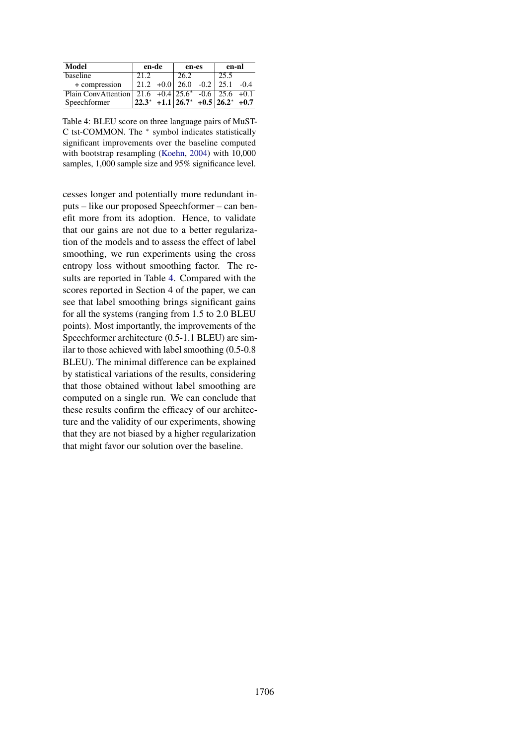| Model | en-de | | en-es | | en-nl | |
|---|---|---|---|---|---|---|
| baseline | 21.2 | | 26.2 | | 25.5 | |
| + compression | 21.2 | +0.0 | 26.0 | -0.2 | 25.1 | -0.4 |
| Plain ConvAttention | 21.6 | +0.4 | 25.6* | -0.6 | 25.6 | +0.1 |
| Speechformer | **22.3*** | **+1.1** | **26.7*** | **+0.5** | **26.2*** | **+0.7** |

Table 4: BLEU score on three language pairs of MuST-C tst-COMMON. The * symbol indicates statistically significant improvements over the baseline computed with bootstrap resampling (Koehn, 2004) with 10,000 samples, 1,000 sample size and 95% significance level.

cesses longer and potentially more redundant inputs – like our proposed Speechformer – can benefit more from its adoption. Hence, to validate that our gains are not due to a better regularization of the models and to assess the effect of label smoothing, we run experiments using the cross entropy loss without smoothing factor. The results are reported in Table 4. Compared with the scores reported in Section 4 of the paper, we can see that label smoothing brings significant gains for all the systems (ranging from 1.5 to 2.0 BLEU points). Most importantly, the improvements of the Speechformer architecture (0.5-1.1 BLEU) are similar to those achieved with label smoothing (0.5-0.8 BLEU). The minimal difference can be explained by statistical variations of the results, considering that those obtained without label smoothing are computed on a single run. We can conclude that these results confirm the efficacy of our architecture and the validity of our experiments, showing that they are not biased by a higher regularization that might favor our solution over the baseline.